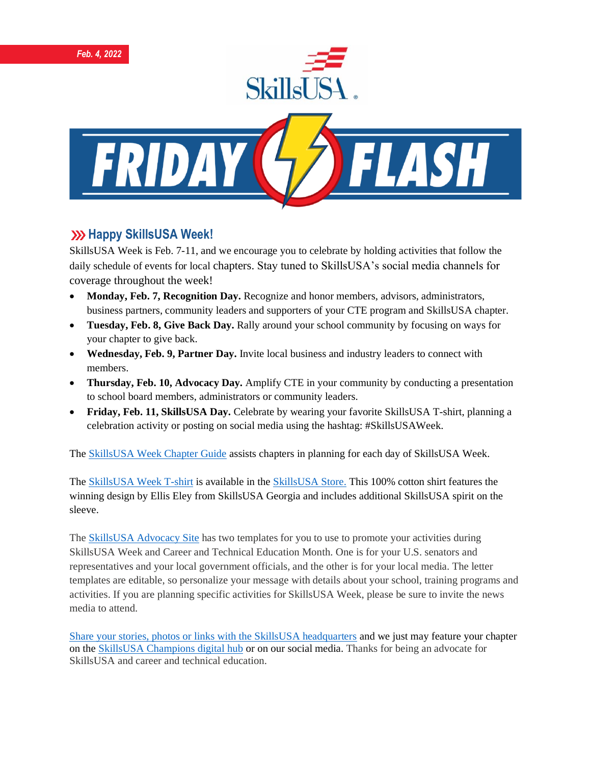*Feb. 4, 2022*

# SkillsUSA FRIDAY FLASH

## Happy SkillsUSA Week!

SkillsUSA Week is Feb. 7-11, and we encourage you to celebrate by holding activities that follow the daily schedule of events for local chapters. Stay tuned to SkillsUSA's social media channels for coverage throughout the week!

- **Monday, Feb. 7, Recognition Day.** Recognize and honor members, advisors, administrators, business partners, community leaders and supporters of your CTE program and SkillsUSA chapter.
- **Tuesday, Feb. 8, Give Back Day.** Rally around your school community by focusing on ways for your chapter to give back.
- **Wednesday, Feb. 9, Partner Day.** Invite local business and industry leaders to connect with members.
- **Thursday, Feb. 10, Advocacy Day.** Amplify CTE in your community by conducting a presentation to school board members, administrators or community leaders.
- **Friday, Feb. 11, SkillsUSA Day.** Celebrate by wearing your favorite SkillsUSA T-shirt, planning a celebration activity or posting on social media using the hashtag: #SkillsUSAWeek.

The SkillsUSA Week Chapter Guide assists chapters in planning for each day of SkillsUSA Week.

The SkillsUSA Week T-shirt is available in the SkillsUSA Store. This 100% cotton shirt features the winning design by Ellis Eley from SkillsUSA Georgia and includes additional SkillsUSA spirit on the sleeve.

The SkillsUSA Advocacy Site has two templates for you to use to promote your activities during SkillsUSA Week and Career and Technical Education Month. One is for your U.S. senators and representatives and your local government officials, and the other is for your local media. The letter templates are editable, so personalize your message with details about your school, training programs and activities. If you are planning specific activities for SkillsUSA Week, please be sure to invite the news media to attend.

Share your stories, photos or links with the SkillsUSA headquarters and we just may feature your chapter on the SkillsUSA Champions digital hub or on our social media. Thanks for being an advocate for SkillsUSA and career and technical education.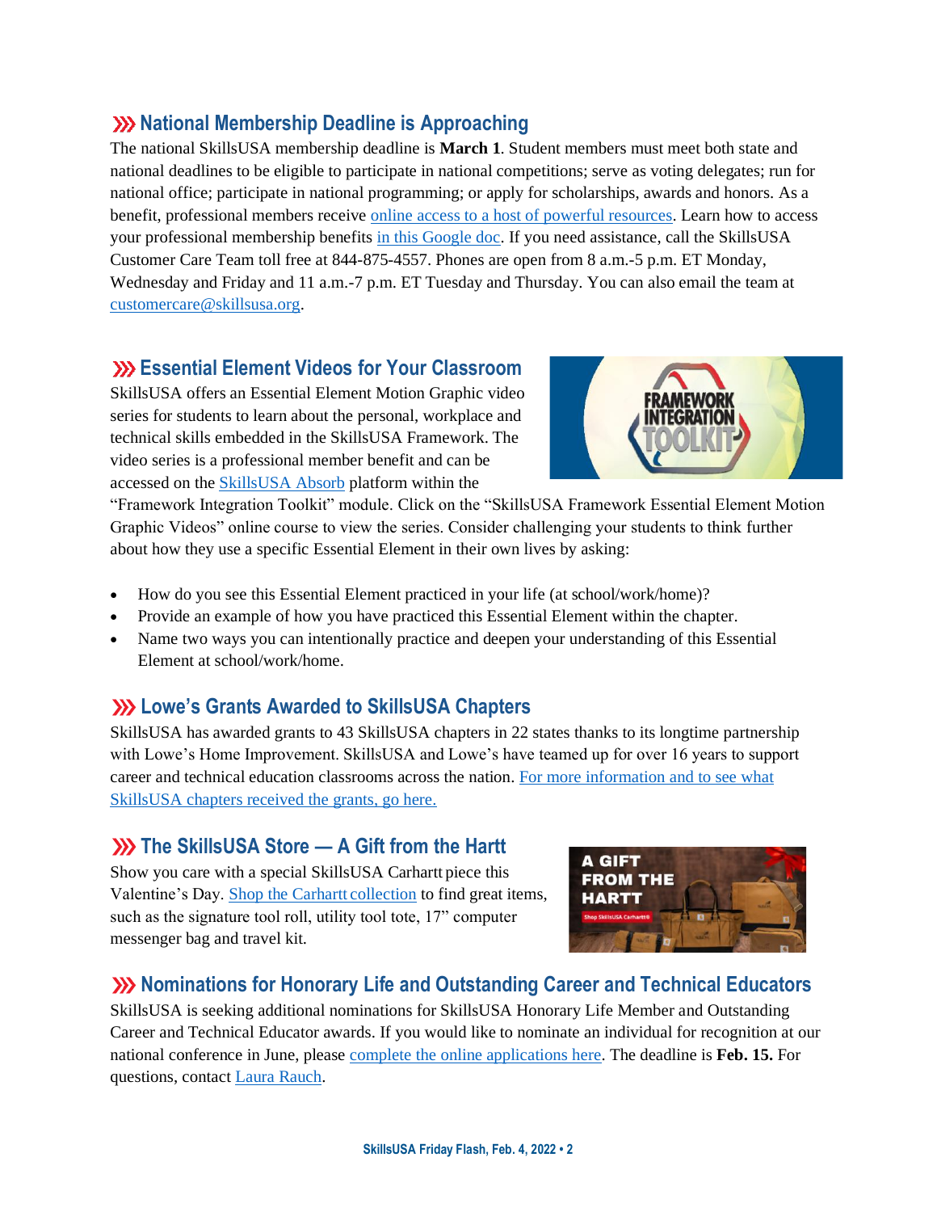## National Membership Deadline is Approaching

The national SkillsUSA membership deadline is **March 1**. Student members must meet both state and national deadlines to be eligible to participate in national competitions; serve as voting delegates; run for national office; participate in national programming; or apply for scholarships, awards and honors. As a benefit, professional members receive online access to a host of powerful resources. Learn how to access your professional membership benefits in this Google doc. If you need assistance, call the SkillsUSA Customer Care Team toll free at 844-875-4557. Phones are open from 8 a.m.-5 p.m. ET Monday, Wednesday and Friday and 11 a.m.-7 p.m. ET Tuesday and Thursday. You can also email the team at customercare@skillsusa.org.

## Essential Element Videos for Your Classroom

SkillsUSA offers an Essential Element Motion Graphic video series for students to learn about the personal, workplace and technical skills embedded in the SkillsUSA Framework. The video series is a professional member benefit and can be accessed on the SkillsUSA Absorb platform within the "Framework Integration Toolkit" module. Click on the "SkillsUSA Framework Essential Element Motion Graphic Videos" online course to view the series. Consider challenging your students to think further about how they use a specific Essential Element in their own lives by asking:

- How do you see this Essential Element practiced in your life (at school/work/home)?
- Provide an example of how you have practiced this Essential Element within the chapter.
- Name two ways you can intentionally practice and deepen your understanding of this Essential Element at school/work/home.

## Lowe's Grants Awarded to SkillsUSA Chapters

SkillsUSA has awarded grants to 43 SkillsUSA chapters in 22 states thanks to its longtime partnership with Lowe's Home Improvement. SkillsUSA and Lowe's have teamed up for over 16 years to support career and technical education classrooms across the nation. For more information and to see what SkillsUSA chapters received the grants, go here.

## The SkillsUSA Store — A Gift from the Hartt

Show you care with a special SkillsUSA Carhartt piece this Valentine's Day. Shop the Carhartt collection to find great items, such as the signature tool roll, utility tool tote, 17" computer messenger bag and travel kit.

## Nominations for Honorary Life and Outstanding Career and Technical Educators

SkillsUSA is seeking additional nominations for SkillsUSA Honorary Life Member and Outstanding Career and Technical Educator awards. If you would like to nominate an individual for recognition at our national conference in June, please complete the online applications here. The deadline is **Feb. 15.** For questions, contact Laura Rauch.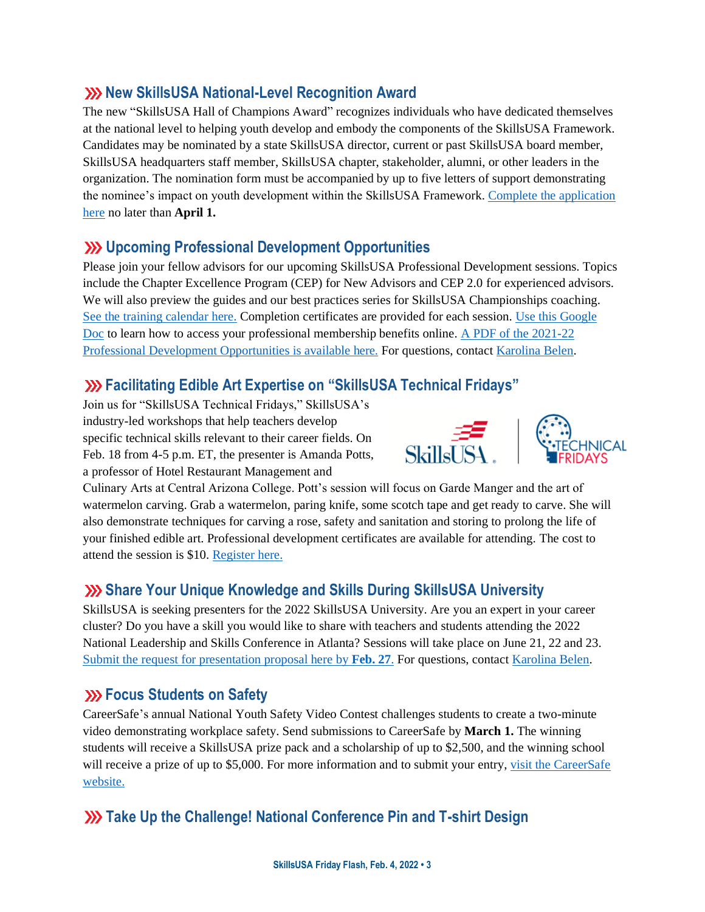## New SkillsUSA National-Level Recognition Award

The new "SkillsUSA Hall of Champions Award" recognizes individuals who have dedicated themselves at the national level to helping youth develop and embody the components of the SkillsUSA Framework. Candidates may be nominated by a state SkillsUSA director, current or past SkillsUSA board member, SkillsUSA headquarters staff member, SkillsUSA chapter, stakeholder, alumni, or other leaders in the organization. The nomination form must be accompanied by up to five letters of support demonstrating the nominee's impact on youth development within the SkillsUSA Framework. Complete the application here no later than **April 1.**

## Upcoming Professional Development Opportunities

Please join your fellow advisors for our upcoming SkillsUSA Professional Development sessions. Topics include the Chapter Excellence Program (CEP) for New Advisors and CEP 2.0 for experienced advisors. We will also preview the guides and our best practices series for SkillsUSA Championships coaching. See the training calendar here. Completion certificates are provided for each session. Use this Google Doc to learn how to access your professional membership benefits online. A PDF of the 2021-22 Professional Development Opportunities is available here. For questions, contact Karolina Belen.

## Facilitating Edible Art Expertise on "SkillsUSA Technical Fridays"

Join us for "SkillsUSA Technical Fridays," SkillsUSA's industry-led workshops that help teachers develop specific technical skills relevant to their career fields. On Feb. 18 from 4-5 p.m. ET, the presenter is Amanda Potts, a professor of Hotel Restaurant Management and Culinary Arts at Central Arizona College. Pott's session will focus on Garde Manger and the art of watermelon carving. Grab a watermelon, paring knife, some scotch tape and get ready to carve. She will also demonstrate techniques for carving a rose, safety and sanitation and storing to prolong the life of your finished edible art. Professional development certificates are available for attending. The cost to attend the session is $10. Register here.

## Share Your Unique Knowledge and Skills During SkillsUSA University

SkillsUSA is seeking presenters for the 2022 SkillsUSA University. Are you an expert in your career cluster? Do you have a skill you would like to share with teachers and students attending the 2022 National Leadership and Skills Conference in Atlanta? Sessions will take place on June 21, 22 and 23. Submit the request for presentation proposal here by **Feb. 27**. For questions, contact Karolina Belen.

## Focus Students on Safety

CareerSafe's annual National Youth Safety Video Contest challenges students to create a two-minute video demonstrating workplace safety. Send submissions to CareerSafe by **March 1.** The winning students will receive a SkillsUSA prize pack and a scholarship of up to $2,500, and the winning school will receive a prize of up to $5,000. For more information and to submit your entry, visit the CareerSafe website.

## Take Up the Challenge! National Conference Pin and T-shirt Design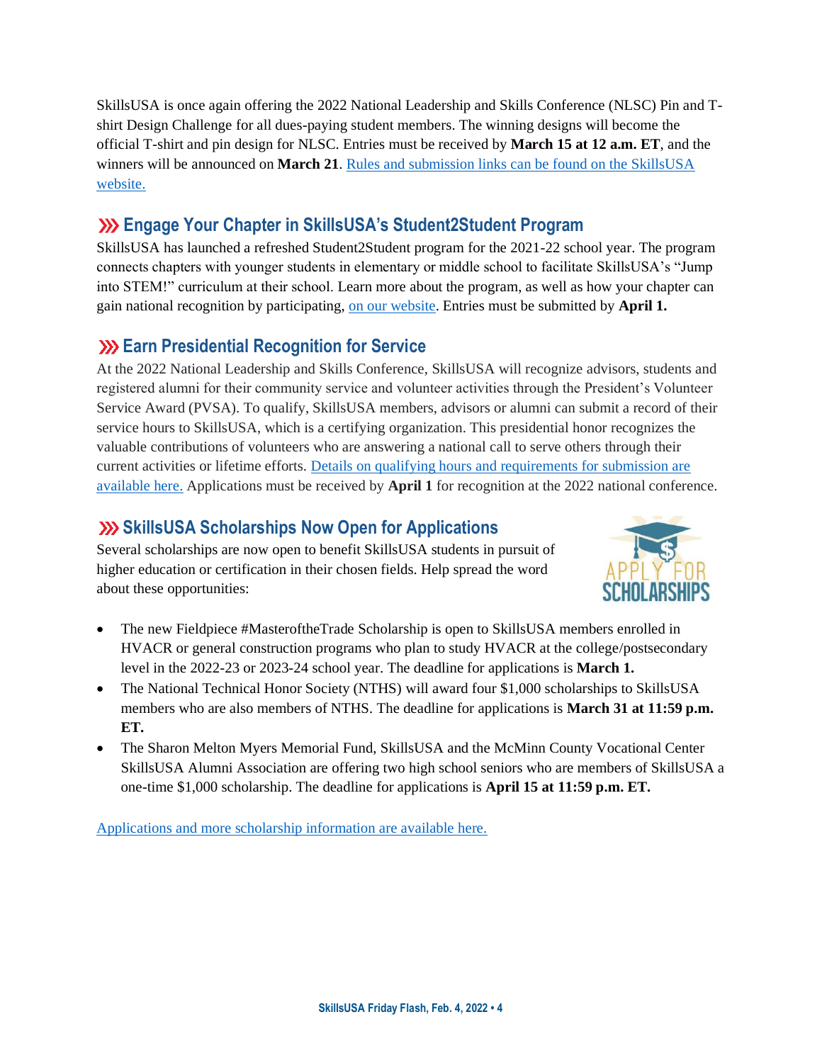SkillsUSA is once again offering the 2022 National Leadership and Skills Conference (NLSC) Pin and T-shirt Design Challenge for all dues-paying student members. The winning designs will become the official T-shirt and pin design for NLSC. Entries must be received by **March 15 at 12 a.m. ET**, and the winners will be announced on **March 21**. Rules and submission links can be found on the SkillsUSA website.

## Engage Your Chapter in SkillsUSA's Student2Student Program

SkillsUSA has launched a refreshed Student2Student program for the 2021-22 school year. The program connects chapters with younger students in elementary or middle school to facilitate SkillsUSA's "Jump into STEM!" curriculum at their school. Learn more about the program, as well as how your chapter can gain national recognition by participating, on our website. Entries must be submitted by **April 1.**

## Earn Presidential Recognition for Service

At the 2022 National Leadership and Skills Conference, SkillsUSA will recognize advisors, students and registered alumni for their community service and volunteer activities through the President's Volunteer Service Award (PVSA). To qualify, SkillsUSA members, advisors or alumni can submit a record of their service hours to SkillsUSA, which is a certifying organization. This presidential honor recognizes the valuable contributions of volunteers who are answering a national call to serve others through their current activities or lifetime efforts. Details on qualifying hours and requirements for submission are available here. Applications must be received by **April 1** for recognition at the 2022 national conference.

## SkillsUSA Scholarships Now Open for Applications

Several scholarships are now open to benefit SkillsUSA students in pursuit of higher education or certification in their chosen fields. Help spread the word about these opportunities:

- The new Fieldpiece #MasteroftheTrade Scholarship is open to SkillsUSA members enrolled in HVACR or general construction programs who plan to study HVACR at the college/postsecondary level in the 2022-23 or 2023-24 school year. The deadline for applications is **March 1.**
- The National Technical Honor Society (NTHS) will award four $1,000 scholarships to SkillsUSA members who are also members of NTHS. The deadline for applications is **March 31 at 11:59 p.m. ET.**
- The Sharon Melton Myers Memorial Fund, SkillsUSA and the McMinn County Vocational Center SkillsUSA Alumni Association are offering two high school seniors who are members of SkillsUSA a one-time $1,000 scholarship. The deadline for applications is **April 15 at 11:59 p.m. ET.**

Applications and more scholarship information are available here.